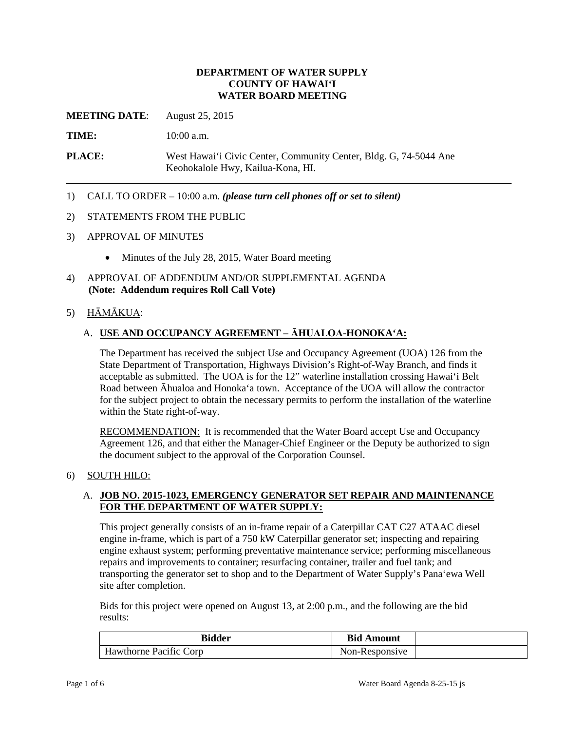**DEPARTMENT OF WATER SUPPLY**
**COUNTY OF HAWAIʻI**
**WATER BOARD MEETING**

**MEETING DATE**: August 25, 2015

**TIME:** 10:00 a.m.

**PLACE:** West Hawaiʻi Civic Center, Community Center, Bldg. G, 74-5044 Ane Keohokalole Hwy, Kailua-Kona, HI.

---

1) CALL TO ORDER – 10:00 a.m. ***(please turn cell phones off or set to silent)***

2) STATEMENTS FROM THE PUBLIC

3) APPROVAL OF MINUTES

   - Minutes of the July 28, 2015, Water Board meeting

4) APPROVAL OF ADDENDUM AND/OR SUPPLEMENTAL AGENDA
   **(Note: Addendum requires Roll Call Vote)**

5) HĀMĀKUA:

   A. **USE AND OCCUPANCY AGREEMENT – ĀHUALOA-HONOKAʻA:**

   The Department has received the subject Use and Occupancy Agreement (UOA) 126 from the State Department of Transportation, Highways Division's Right-of-Way Branch, and finds it acceptable as submitted. The UOA is for the 12" waterline installation crossing Hawaiʻi Belt Road between Āhualoa and Honokaʻa town. Acceptance of the UOA will allow the contractor for the subject project to obtain the necessary permits to perform the installation of the waterline within the State right-of-way.

   RECOMMENDATION: It is recommended that the Water Board accept Use and Occupancy Agreement 126, and that either the Manager-Chief Engineer or the Deputy be authorized to sign the document subject to the approval of the Corporation Counsel.

6) SOUTH HILO:

   A. **JOB NO. 2015-1023, EMERGENCY GENERATOR SET REPAIR AND MAINTENANCE FOR THE DEPARTMENT OF WATER SUPPLY:**

   This project generally consists of an in-frame repair of a Caterpillar CAT C27 ATAAC diesel engine in-frame, which is part of a 750 kW Caterpillar generator set; inspecting and repairing engine exhaust system; performing preventative maintenance service; performing miscellaneous repairs and improvements to container; resurfacing container, trailer and fuel tank; and transporting the generator set to shop and to the Department of Water Supply's Panaʻewa Well site after completion.

   Bids for this project were opened on August 13, at 2:00 p.m., and the following are the bid results:

| Bidder | Bid Amount | |
|---|---|---|
| Hawthorne Pacific Corp | Non-Responsive | |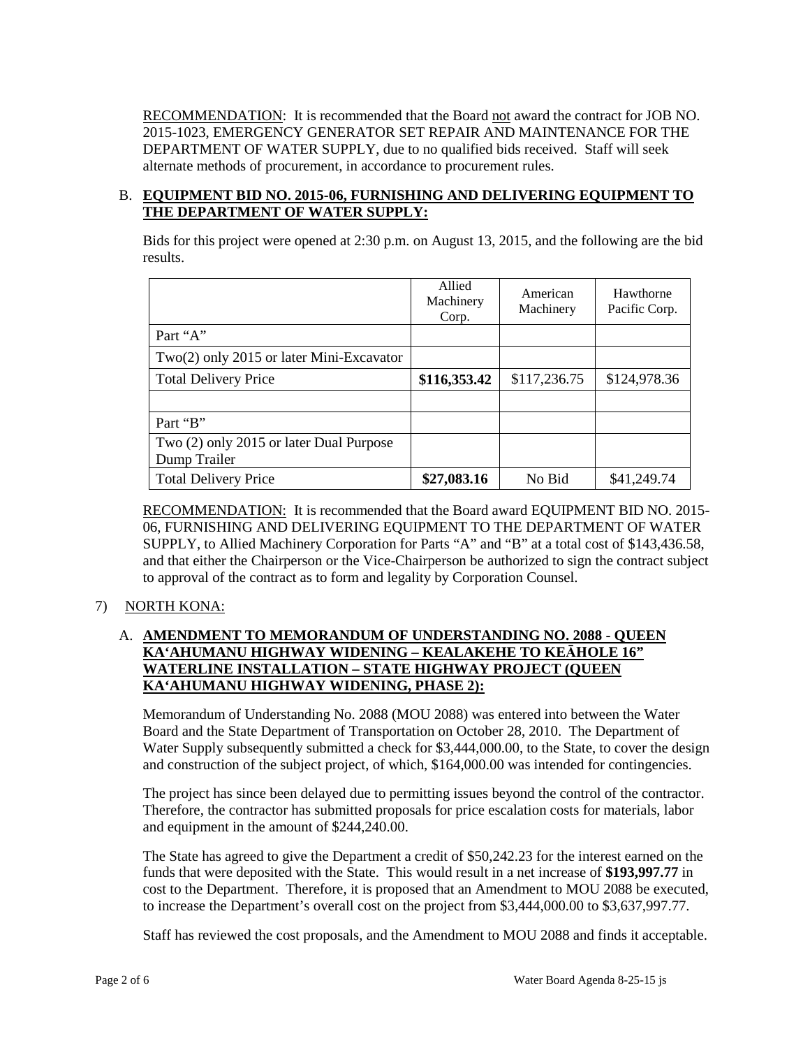RECOMMENDATION: It is recommended that the Board not award the contract for JOB NO. 2015-1023, EMERGENCY GENERATOR SET REPAIR AND MAINTENANCE FOR THE DEPARTMENT OF WATER SUPPLY, due to no qualified bids received. Staff will seek alternate methods of procurement, in accordance to procurement rules.

B. **EQUIPMENT BID NO. 2015-06, FURNISHING AND DELIVERING EQUIPMENT TO THE DEPARTMENT OF WATER SUPPLY:**

Bids for this project were opened at 2:30 p.m. on August 13, 2015, and the following are the bid results.

| | Allied Machinery Corp. | American Machinery | Hawthorne Pacific Corp. |
|---|---|---|---|
| Part "A" | | | |
| Two(2) only 2015 or later Mini-Excavator | | | |
| Total Delivery Price | **$116,353.42** | $117,236.75 | $124,978.36 |
| | | | |
| Part "B" | | | |
| Two (2) only 2015 or later Dual Purpose Dump Trailer | | | |
| Total Delivery Price | **$27,083.16** | No Bid | $41,249.74 |

RECOMMENDATION: It is recommended that the Board award EQUIPMENT BID NO. 2015-06, FURNISHING AND DELIVERING EQUIPMENT TO THE DEPARTMENT OF WATER SUPPLY, to Allied Machinery Corporation for Parts "A" and "B" at a total cost of $143,436.58, and that either the Chairperson or the Vice-Chairperson be authorized to sign the contract subject to approval of the contract as to form and legality by Corporation Counsel.

7) NORTH KONA:

A. **AMENDMENT TO MEMORANDUM OF UNDERSTANDING NO. 2088 - QUEEN KA'AHUMANU HIGHWAY WIDENING – KEALAKEHE TO KEĀHOLE 16" WATERLINE INSTALLATION – STATE HIGHWAY PROJECT (QUEEN KA'AHUMANU HIGHWAY WIDENING, PHASE 2):**

Memorandum of Understanding No. 2088 (MOU 2088) was entered into between the Water Board and the State Department of Transportation on October 28, 2010. The Department of Water Supply subsequently submitted a check for $3,444,000.00, to the State, to cover the design and construction of the subject project, of which, $164,000.00 was intended for contingencies.

The project has since been delayed due to permitting issues beyond the control of the contractor. Therefore, the contractor has submitted proposals for price escalation costs for materials, labor and equipment in the amount of $244,240.00.

The State has agreed to give the Department a credit of $50,242.23 for the interest earned on the funds that were deposited with the State. This would result in a net increase of **$193,997.77** in cost to the Department. Therefore, it is proposed that an Amendment to MOU 2088 be executed, to increase the Department's overall cost on the project from $3,444,000.00 to $3,637,997.77.

Staff has reviewed the cost proposals, and the Amendment to MOU 2088 and finds it acceptable.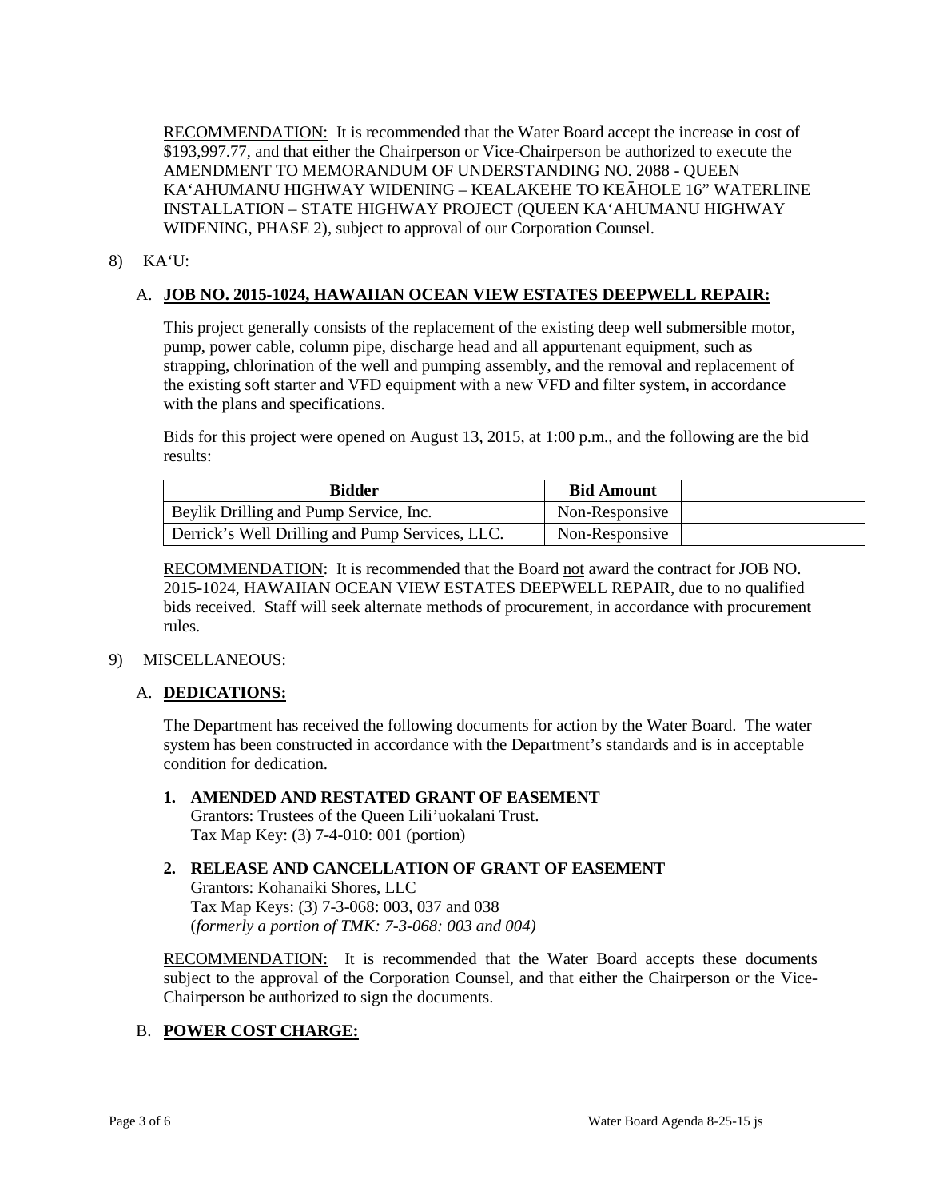RECOMMENDATION: It is recommended that the Water Board accept the increase in cost of \$193,997.77, and that either the Chairperson or Vice-Chairperson be authorized to execute the AMENDMENT TO MEMORANDUM OF UNDERSTANDING NO. 2088 - QUEEN KA'AHUMANU HIGHWAY WIDENING – KEALAKEHE TO KEĀHOLE 16" WATERLINE INSTALLATION – STATE HIGHWAY PROJECT (QUEEN KA'AHUMANU HIGHWAY WIDENING, PHASE 2), subject to approval of our Corporation Counsel.

8) KA'U:

A. **JOB NO. 2015-1024, HAWAIIAN OCEAN VIEW ESTATES DEEPWELL REPAIR:**

This project generally consists of the replacement of the existing deep well submersible motor, pump, power cable, column pipe, discharge head and all appurtenant equipment, such as strapping, chlorination of the well and pumping assembly, and the removal and replacement of the existing soft starter and VFD equipment with a new VFD and filter system, in accordance with the plans and specifications.

Bids for this project were opened on August 13, 2015, at 1:00 p.m., and the following are the bid results:

| Bidder | Bid Amount | |
|---|---|---|
| Beylik Drilling and Pump Service, Inc. | Non-Responsive | |
| Derrick's Well Drilling and Pump Services, LLC. | Non-Responsive | |

RECOMMENDATION: It is recommended that the Board not award the contract for JOB NO. 2015-1024, HAWAIIAN OCEAN VIEW ESTATES DEEPWELL REPAIR, due to no qualified bids received. Staff will seek alternate methods of procurement, in accordance with procurement rules.

9) MISCELLANEOUS:

A. **DEDICATIONS:**

The Department has received the following documents for action by the Water Board. The water system has been constructed in accordance with the Department's standards and is in acceptable condition for dedication.

1. **AMENDED AND RESTATED GRANT OF EASEMENT**
   Grantors: Trustees of the Queen Lili'uokalani Trust.
   Tax Map Key: (3) 7-4-010: 001 (portion)

2. **RELEASE AND CANCELLATION OF GRANT OF EASEMENT**
   Grantors: Kohanaiki Shores, LLC
   Tax Map Keys: (3) 7-3-068: 003, 037 and 038
   (*formerly a portion of TMK: 7-3-068: 003 and 004)*

RECOMMENDATION: It is recommended that the Water Board accepts these documents subject to the approval of the Corporation Counsel, and that either the Chairperson or the Vice-Chairperson be authorized to sign the documents.

B. **POWER COST CHARGE:**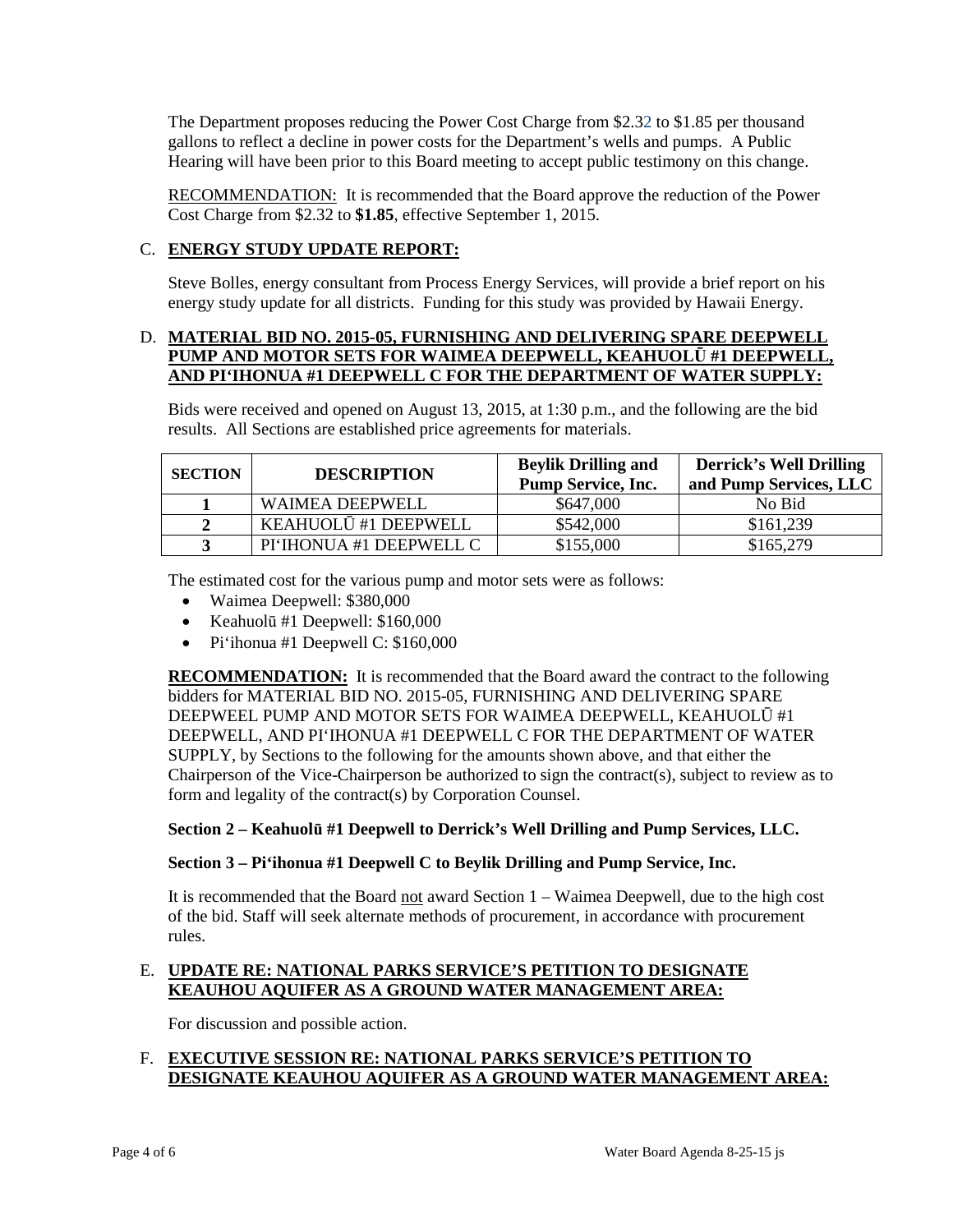The Department proposes reducing the Power Cost Charge from $2.32 to $1.85 per thousand gallons to reflect a decline in power costs for the Department's wells and pumps. A Public Hearing will have been prior to this Board meeting to accept public testimony on this change.

RECOMMENDATION: It is recommended that the Board approve the reduction of the Power Cost Charge from $2.32 to **$1.85**, effective September 1, 2015.

## C. ENERGY STUDY UPDATE REPORT:

Steve Bolles, energy consultant from Process Energy Services, will provide a brief report on his energy study update for all districts. Funding for this study was provided by Hawaii Energy.

## D. MATERIAL BID NO. 2015-05, FURNISHING AND DELIVERING SPARE DEEPWELL PUMP AND MOTOR SETS FOR WAIMEA DEEPWELL, KEAHUOLŪ #1 DEEPWELL, AND PI'IHONUA #1 DEEPWELL C FOR THE DEPARTMENT OF WATER SUPPLY:

Bids were received and opened on August 13, 2015, at 1:30 p.m., and the following are the bid results. All Sections are established price agreements for materials.

| SECTION | DESCRIPTION | Beylik Drilling and Pump Service, Inc. | Derrick's Well Drilling and Pump Services, LLC |
|---|---|---|---|
| 1 | WAIMEA DEEPWELL | $647,000 | No Bid |
| 2 | KEAHUOLŪ #1 DEEPWELL | $542,000 | $161,239 |
| 3 | PI'IHONUA #1 DEEPWELL C | $155,000 | $165,279 |

The estimated cost for the various pump and motor sets were as follows:

- Waimea Deepwell: $380,000
- Keahuolū #1 Deepwell: $160,000
- Pi'ihonua #1 Deepwell C: $160,000

**RECOMMENDATION:** It is recommended that the Board award the contract to the following bidders for MATERIAL BID NO. 2015-05, FURNISHING AND DELIVERING SPARE DEEPWEEL PUMP AND MOTOR SETS FOR WAIMEA DEEPWELL, KEAHUOLŪ #1 DEEPWELL, AND PI'IHONUA #1 DEEPWELL C FOR THE DEPARTMENT OF WATER SUPPLY, by Sections to the following for the amounts shown above, and that either the Chairperson of the Vice-Chairperson be authorized to sign the contract(s), subject to review as to form and legality of the contract(s) by Corporation Counsel.

**Section 2 – Keahuolū #1 Deepwell to Derrick's Well Drilling and Pump Services, LLC.**

**Section 3 – Pi'ihonua #1 Deepwell C to Beylik Drilling and Pump Service, Inc.**

It is recommended that the Board not award Section 1 – Waimea Deepwell, due to the high cost of the bid. Staff will seek alternate methods of procurement, in accordance with procurement rules.

## E. UPDATE RE: NATIONAL PARKS SERVICE'S PETITION TO DESIGNATE KEAUHOU AQUIFER AS A GROUND WATER MANAGEMENT AREA:

For discussion and possible action.

## F. EXECUTIVE SESSION RE: NATIONAL PARKS SERVICE'S PETITION TO DESIGNATE KEAUHOU AQUIFER AS A GROUND WATER MANAGEMENT AREA: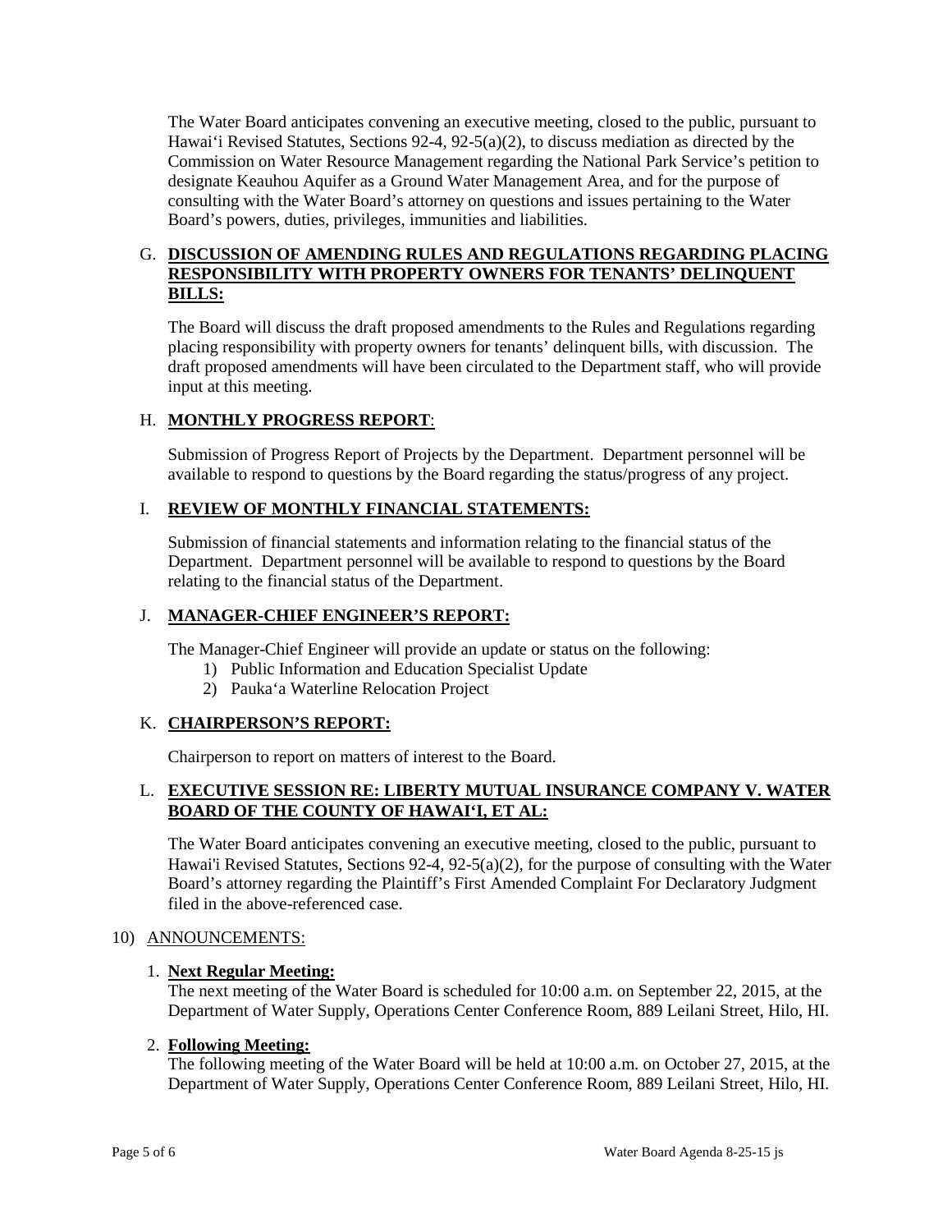The Water Board anticipates convening an executive meeting, closed to the public, pursuant to Hawai'i Revised Statutes, Sections 92-4, 92-5(a)(2), to discuss mediation as directed by the Commission on Water Resource Management regarding the National Park Service's petition to designate Keauhou Aquifer as a Ground Water Management Area, and for the purpose of consulting with the Water Board's attorney on questions and issues pertaining to the Water Board's powers, duties, privileges, immunities and liabilities.

G. **DISCUSSION OF AMENDING RULES AND REGULATIONS REGARDING PLACING RESPONSIBILITY WITH PROPERTY OWNERS FOR TENANTS' DELINQUENT BILLS:**

The Board will discuss the draft proposed amendments to the Rules and Regulations regarding placing responsibility with property owners for tenants' delinquent bills, with discussion. The draft proposed amendments will have been circulated to the Department staff, who will provide input at this meeting.

H. **MONTHLY PROGRESS REPORT**:

Submission of Progress Report of Projects by the Department. Department personnel will be available to respond to questions by the Board regarding the status/progress of any project.

I. **REVIEW OF MONTHLY FINANCIAL STATEMENTS:**

Submission of financial statements and information relating to the financial status of the Department. Department personnel will be available to respond to questions by the Board relating to the financial status of the Department.

J. **MANAGER-CHIEF ENGINEER'S REPORT:**

The Manager-Chief Engineer will provide an update or status on the following:

1) Public Information and Education Specialist Update
2) Pauka'a Waterline Relocation Project

K. **CHAIRPERSON'S REPORT:**

Chairperson to report on matters of interest to the Board.

L. **EXECUTIVE SESSION RE: LIBERTY MUTUAL INSURANCE COMPANY V. WATER BOARD OF THE COUNTY OF HAWAI'I, ET AL:**

The Water Board anticipates convening an executive meeting, closed to the public, pursuant to Hawai'i Revised Statutes, Sections 92-4, 92-5(a)(2), for the purpose of consulting with the Water Board's attorney regarding the Plaintiff's First Amended Complaint For Declaratory Judgment filed in the above-referenced case.

10) ANNOUNCEMENTS:

1. **Next Regular Meeting:**
The next meeting of the Water Board is scheduled for 10:00 a.m. on September 22, 2015, at the Department of Water Supply, Operations Center Conference Room, 889 Leilani Street, Hilo, HI.

2. **Following Meeting:**
The following meeting of the Water Board will be held at 10:00 a.m. on October 27, 2015, at the Department of Water Supply, Operations Center Conference Room, 889 Leilani Street, Hilo, HI.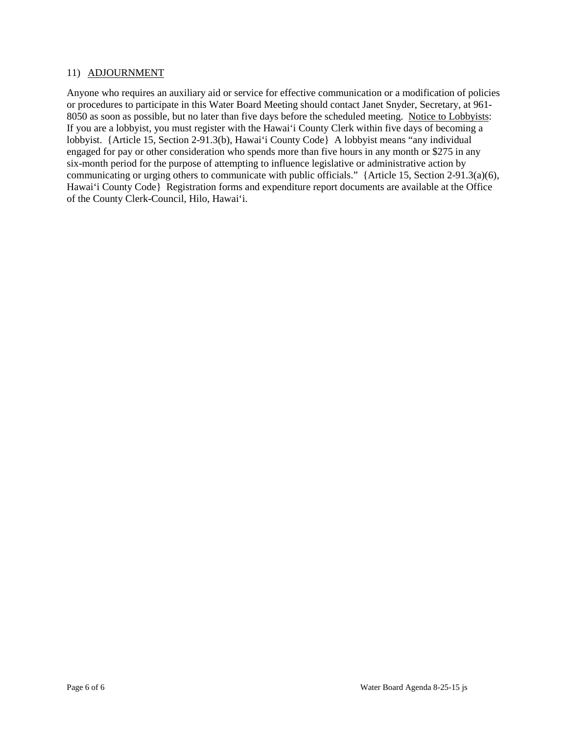## 11) ADJOURNMENT

Anyone who requires an auxiliary aid or service for effective communication or a modification of policies or procedures to participate in this Water Board Meeting should contact Janet Snyder, Secretary, at 961-8050 as soon as possible, but no later than five days before the scheduled meeting. Notice to Lobbyists: If you are a lobbyist, you must register with the Hawai'i County Clerk within five days of becoming a lobbyist. {Article 15, Section 2-91.3(b), Hawai'i County Code} A lobbyist means "any individual engaged for pay or other consideration who spends more than five hours in any month or $275 in any six-month period for the purpose of attempting to influence legislative or administrative action by communicating or urging others to communicate with public officials." {Article 15, Section 2-91.3(a)(6), Hawai'i County Code} Registration forms and expenditure report documents are available at the Office of the County Clerk-Council, Hilo, Hawai'i.